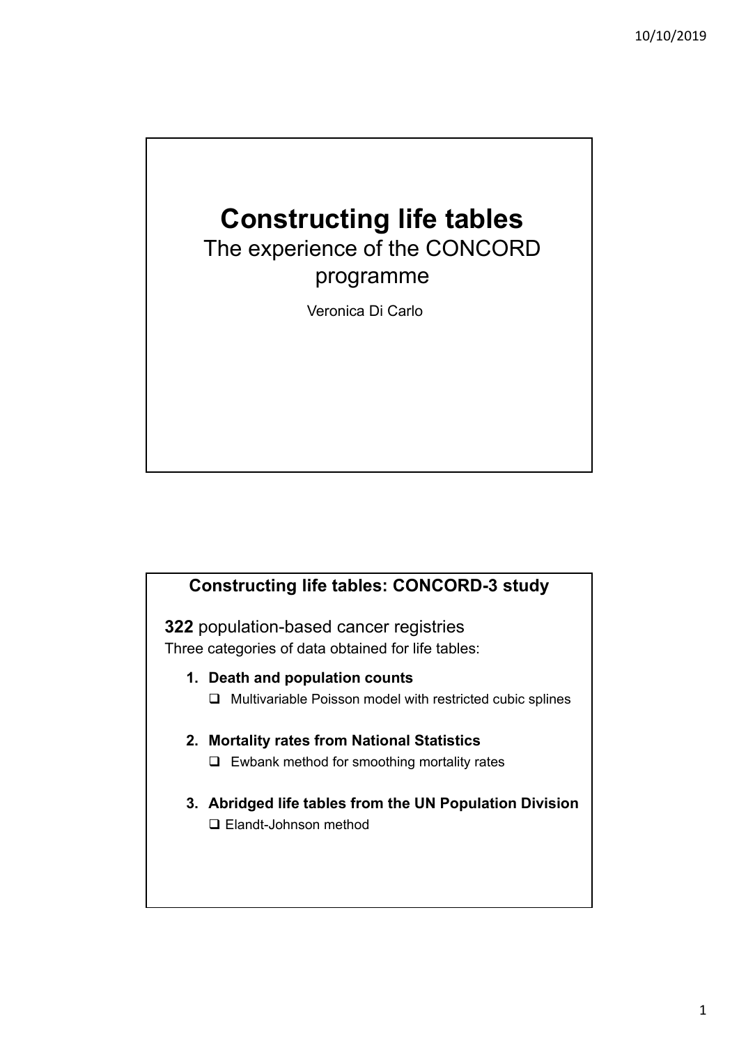# Constructing life tables

## The experience of the CONCORD programme

Veronica Di Carlo

## Constructing life tables: CONCORD-3 study

**322** population-based cancer registries

Three categories of data obtained for life tables:

1. **Death and population counts**
   - ❑ Multivariable Poisson model with restricted cubic splines

2. **Mortality rates from National Statistics**
   - ❑ Ewbank method for smoothing mortality rates

3. **Abridged life tables from the UN Population Division**
   - ❑ Elandt-Johnson method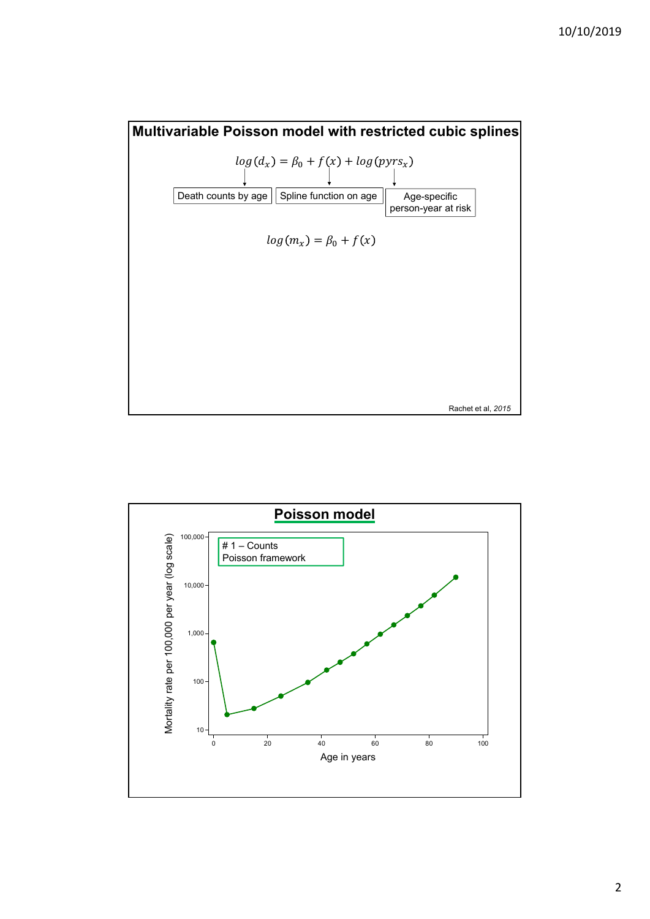## Multivariable Poisson model with restricted cubic splines

$$log(d_x) = \beta_0 + f(x) + log(pyrs_x)$$

- $log(d_x)$: Death counts by age
- $f(x)$: Spline function on age
- $log(pyrs_x)$: Age-specific person-year at risk

$$log(m_x) = \beta_0 + f(x)$$

Rachet et al, *2015*

## Poisson model

# 1 – Counts
Poisson framework

Mortality rate per 100,000 per year (log scale)

Age in years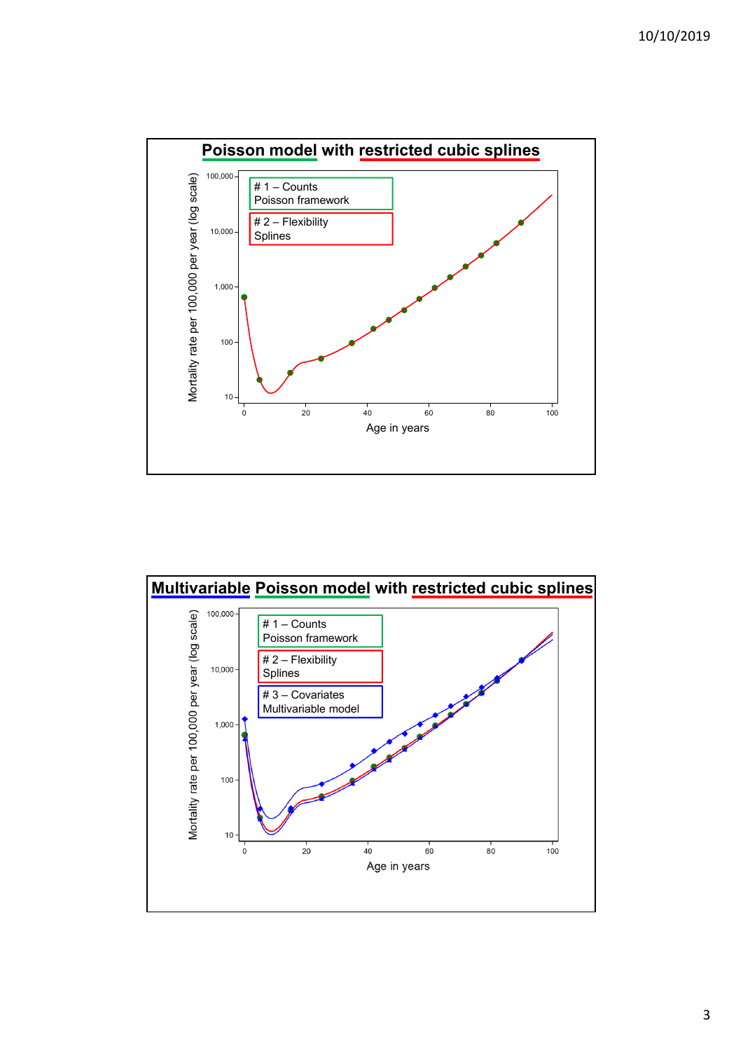## Poisson model with restricted cubic splines

# 1 – Counts
Poisson framework

# 2 – Flexibility
Splines

Mortality rate per 100,000 per year (log scale)

Age in years

## Multivariable Poisson model with restricted cubic splines

# 1 – Counts
Poisson framework

# 2 – Flexibility
Splines

# 3 – Covariates
Multivariable model

Mortality rate per 100,000 per year (log scale)

Age in years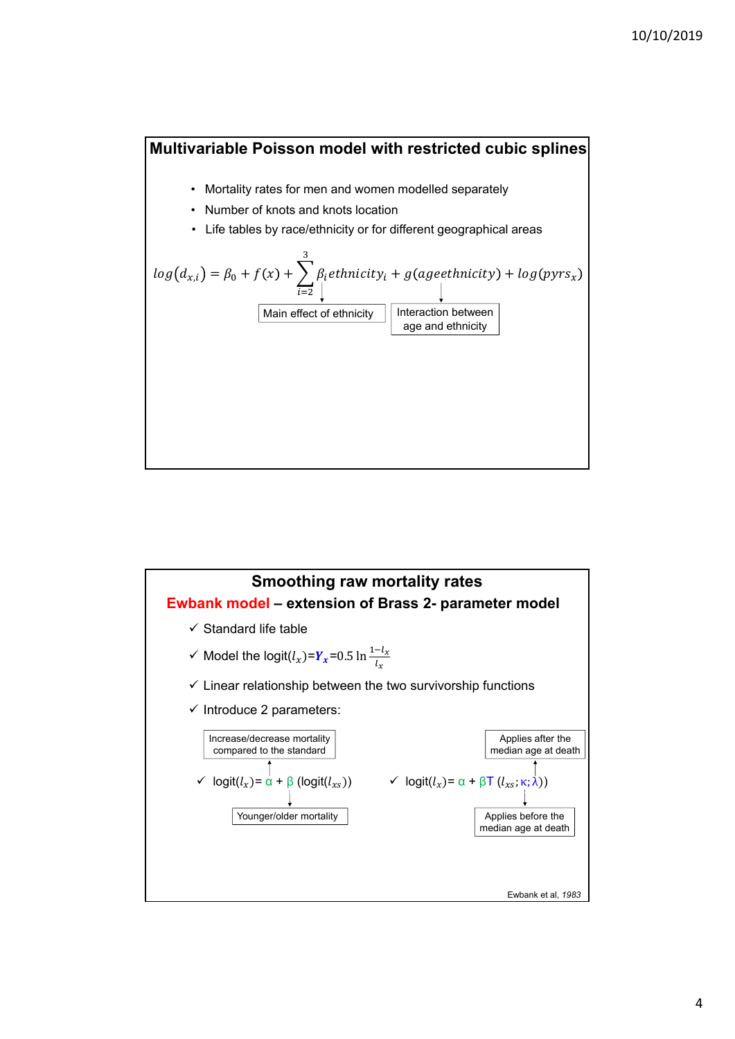## Multivariable Poisson model with restricted cubic splines

- Mortality rates for men and women modelled separately
- Number of knots and knots location
- Life tables by race/ethnicity or for different geographical areas

$$log(d_{x,i}) = \beta_0 + f(x) + \sum_{i=2}^{3} \beta_i ethnicity_i + g(ageethnicity) + log(pyrs_x)$$

Main effect of ethnicity

Interaction between age and ethnicity

## Smoothing raw mortality rates

### Ewbank model – extension of Brass 2- parameter model

- ✓ Standard life table
- ✓ Model the logit($l_x$)=$Y_x$=$0.5 \ln \frac{1-l_x}{l_x}$
- ✓ Linear relationship between the two survivorship functions
- ✓ Introduce 2 parameters:

Increase/decrease mortality compared to the standard

- ✓ logit($l_x$)= α + β (logit($l_{xs}$))

Younger/older mortality

Applies after the median age at death

- ✓ logit($l_x$)= α + βT ($l_{xs}$; κ; λ))

Applies before the median age at death

Ewbank et al, *1983*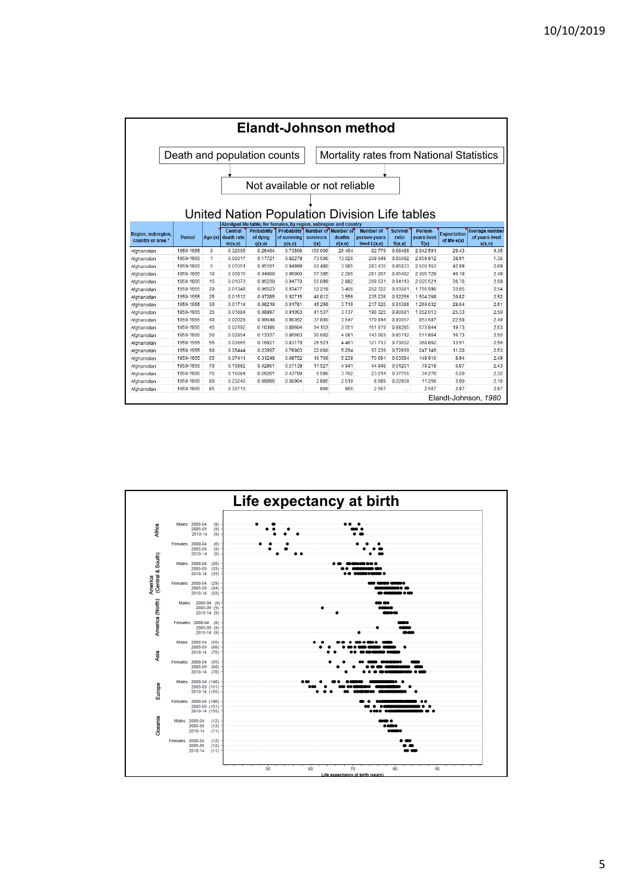# Elandt-Johnson method

Death and population counts | Mortality rates from National Statistics

↓

Not available or not reliable

↓

## United Nation Population Division Life tables

Abridged life table, for females, by region, subregion and country

| Region, subregion, country or area * | Period | Age (x) | Central death rate m(x,n) | Probability of dying q(x,n) | Probability of surviving p(x,n) | Number of survivors l(x) | Number of deaths d(x,n) | Number of person-years lived L(x,n) | Survival ratio S(x,n) | Person-years lived T(x) | Expectation of life e(x) | Average number of years lived a(x,n) |
|---|---|---|---|---|---|---|---|---|---|---|---|---|
| Afghanistan | 1950-1955 | 0 | 0.32005 | 0.26494 | 0.73506 | 100 000 | 26 494 | 82 779 | 0.68486 | 2 942 591 | 29.43 | 0.35 |
| Afghanistan | 1950-1955 | 1 | 0.05017 | 0.17721 | 0.82279 | 73 506 | 13 026 | 259 649 | 0.85692 | 2 859 812 | 38.91 | 1.36 |
| Afghanistan | 1950-1955 | 5 | 0.01051 | 0.05101 | 0.94899 | 60 480 | 3 085 | 293 435 | 0.95833 | 2 600 163 | 42.99 | 2.09 |
| Afghanistan | 1950-1955 | 10 | 0.00816 | 0.04000 | 0.96000 | 57 395 | 2 296 | 281 207 | 0.95492 | 2 306 729 | 40.19 | 2.49 |
| Afghanistan | 1950-1955 | 15 | 0.01073 | 0.05230 | 0.94770 | 55 099 | 2 882 | 268 531 | 0.94113 | 2 025 521 | 36.76 | 2.58 |
| Afghanistan | 1950-1955 | 20 | 0.01348 | 0.06523 | 0.93477 | 52 218 | 3 406 | 252 722 | 0.93081 | 1 756 990 | 33.65 | 2.54 |
| Afghanistan | 1950-1955 | 25 | 0.01512 | 0.07285 | 0.92715 | 48 812 | 3 556 | 235 236 | 0.92256 | 1 504 268 | 30.82 | 2.52 |
| Afghanistan | 1950-1955 | 30 | 0.01714 | 0.08219 | 0.91781 | 45 256 | 3 719 | 217 020 | 0.91386 | 1 269 032 | 28.04 | 2.51 |
| Afghanistan | 1950-1955 | 35 | 0.01884 | 0.08997 | 0.91003 | 41 537 | 3 737 | 198 325 | 0.90681 | 1 052 013 | 25.33 | 2.50 |
| Afghanistan | 1950-1955 | 40 | 0.02028 | 0.09648 | 0.90352 | 37 800 | 3 647 | 179 844 | 0.90067 | 853 687 | 22.58 | 2.49 |
| Afghanistan | 1950-1955 | 45 | 0.02192 | 0.10396 | 0.89604 | 34 153 | 3 551 | 161 979 | 0.88285 | 673 844 | 19.73 | 2.53 |
| Afghanistan | 1950-1955 | 50 | 0.02854 | 0.13337 | 0.86663 | 30 602 | 4 081 | 143 003 | 0.85112 | 511 864 | 16.73 | 2.55 |
| Afghanistan | 1950-1955 | 55 | 0.03665 | 0.16821 | 0.83179 | 26 521 | 4 461 | 121 713 | 0.79892 | 368 862 | 13.91 | 2.56 |
| Afghanistan | 1950-1955 | 60 | 0.05444 | 0.23997 | 0.76003 | 22 060 | 5 294 | 97 239 | 0.72699 | 247 149 | 11.20 | 2.53 |
| Afghanistan | 1950-1955 | 65 | 0.07411 | 0.31248 | 0.68752 | 16 766 | 5 239 | 70 691 | 0.63504 | 149 910 | 8.94 | 2.49 |
| Afghanistan | 1950-1955 | 70 | 0.10992 | 0.42861 | 0.57139 | 11 527 | 4 941 | 44 948 | 0.51201 | 79 219 | 6.87 | 2.43 |
| Afghanistan | 1950-1955 | 75 | 0.16084 | 0.56201 | 0.43799 | 6 586 | 3 702 | 23 014 | 0.37755 | 34 270 | 5.20 | 2.32 |
| Afghanistan | 1950-1955 | 80 | 0.23240 | 0.69996 | 0.30004 | 2 885 | 2 019 | 8 689 | 0.22809 | 11 256 | 3.90 | 2.16 |
| Afghanistan | 1950-1955 | 85 | 0.33713 | ... | ... | 866 | 866 | 2 567 | ... | 2 567 | 2.97 | 2.97 |

Elandt-Johnson, *1980*

# Life expectancy at birth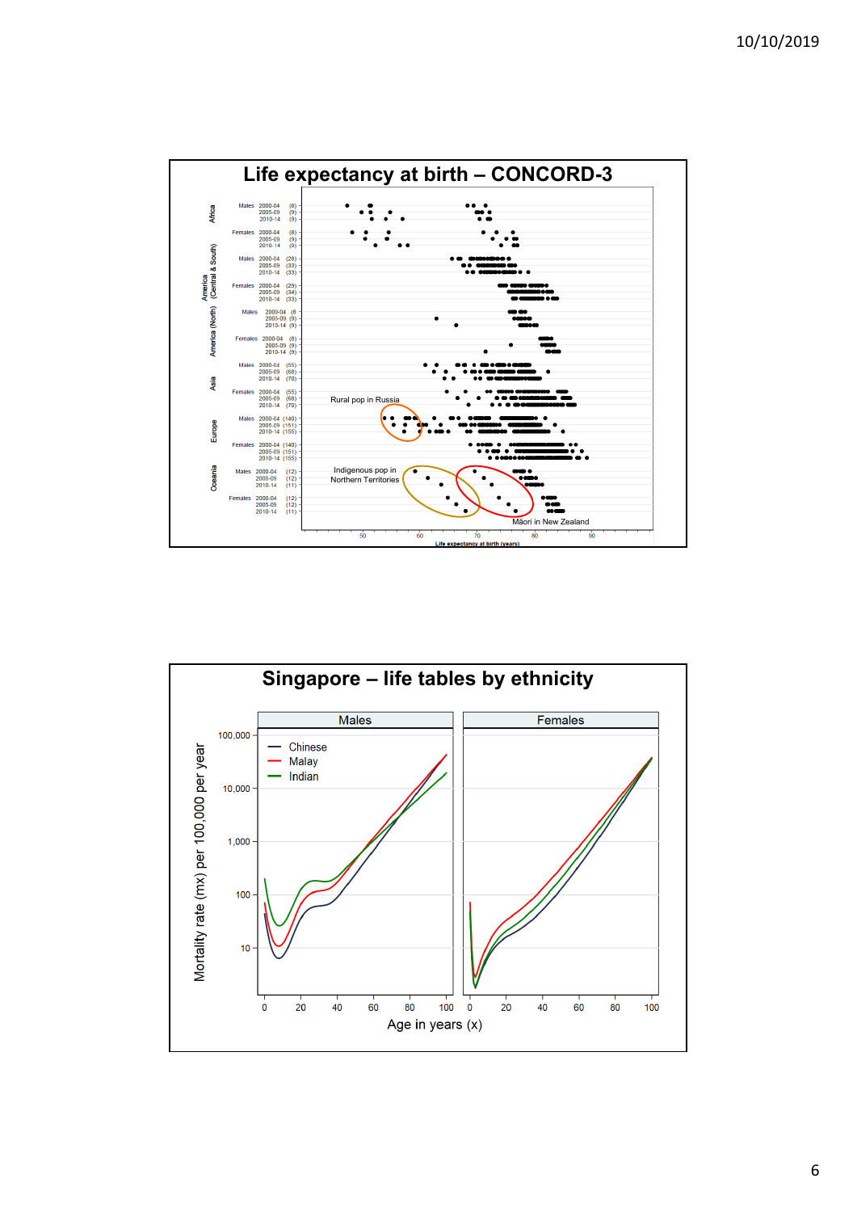## Life expectancy at birth – CONCORD-3

Africa

Males 2000-04 (8)
2005-09 (9)
2010-14 (9)

Females 2000-04 (8)
2005-09 (9)
2010-14 (9)

America (Central & South)

Males 2000-04 (28)
2005-09 (33)
2010-14 (33)

Females 2000-04 (29)
2005-09 (34)
2010-14 (33)

America (North)

Males 2000-04 (8)
2005-09 (9)
2010-14 (9)

Females 2000-04 (8)
2005-09 (9)
2010-14 (9)

Asia

Males 2000-04 (55)
2005-09 (68)
2010-14 (70)

Females 2000-04 (55)
2005-09 (68)
2010-14 (70)

Europe

Males 2000-04 (140)
2005-09 (151)
2010-14 (155)

Females 2000-04 (140)
2005-09 (151)
2010-14 (155)

Oceania

Males 2000-04 (12)
2005-09 (12)
2010-14 (11)

Females 2000-04 (12)
2005-09 (12)
2010-14 (11)

Rural pop in Russia

Indigenous pop in Northern Territories

Māori in New Zealand

50 60 70 80 90

Life expectancy at birth (years)

## Singapore – life tables by ethnicity

Males

Females

Chinese
Malay
Indian

100,000
10,000
1,000
100
10

Mortality rate (mx) per 100,000 per year

0 20 40 60 80 100

0 20 40 60 80 100

Age in years (x)